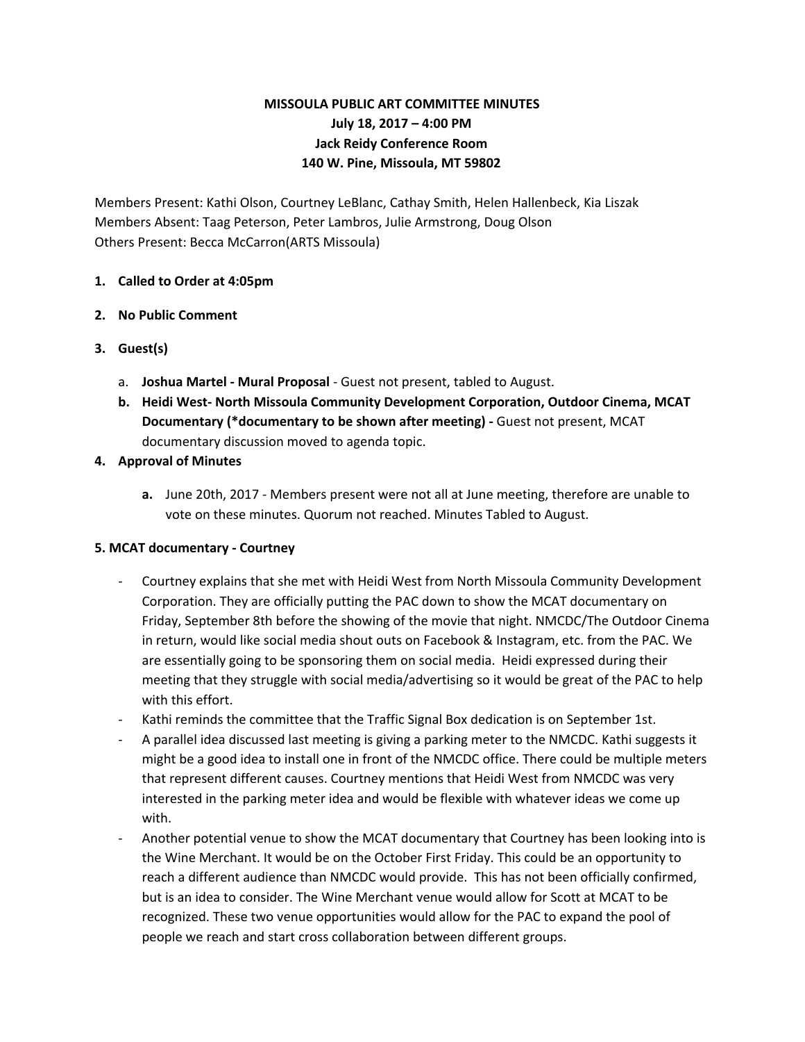**MISSOULA PUBLIC ART COMMITTEE MINUTES**
**July 18, 2017 – 4:00 PM**
**Jack Reidy Conference Room**
**140 W. Pine, Missoula, MT 59802**

Members Present: Kathi Olson, Courtney LeBlanc, Cathay Smith, Helen Hallenbeck, Kia Liszak
Members Absent: Taag Peterson, Peter Lambros, Julie Armstrong, Doug Olson
Others Present: Becca McCarron(ARTS Missoula)

1. **Called to Order at 4:05pm**
2. **No Public Comment**
3. **Guest(s)**
   a. **Joshua Martel - Mural Proposal** - Guest not present, tabled to August.
   b. **Heidi West- North Missoula Community Development Corporation, Outdoor Cinema, MCAT Documentary (*documentary to be shown after meeting) -** Guest not present, MCAT documentary discussion moved to agenda topic.
4. **Approval of Minutes**
   a. June 20th, 2017 - Members present were not all at June meeting, therefore are unable to vote on these minutes. Quorum not reached. Minutes Tabled to August.

**5. MCAT documentary - Courtney**

- Courtney explains that she met with Heidi West from North Missoula Community Development Corporation. They are officially putting the PAC down to show the MCAT documentary on Friday, September 8th before the showing of the movie that night. NMCDC/The Outdoor Cinema in return, would like social media shout outs on Facebook & Instagram, etc. from the PAC. We are essentially going to be sponsoring them on social media. Heidi expressed during their meeting that they struggle with social media/advertising so it would be great of the PAC to help with this effort.
- Kathi reminds the committee that the Traffic Signal Box dedication is on September 1st.
- A parallel idea discussed last meeting is giving a parking meter to the NMCDC. Kathi suggests it might be a good idea to install one in front of the NMCDC office. There could be multiple meters that represent different causes. Courtney mentions that Heidi West from NMCDC was very interested in the parking meter idea and would be flexible with whatever ideas we come up with.
- Another potential venue to show the MCAT documentary that Courtney has been looking into is the Wine Merchant. It would be on the October First Friday. This could be an opportunity to reach a different audience than NMCDC would provide. This has not been officially confirmed, but is an idea to consider. The Wine Merchant venue would allow for Scott at MCAT to be recognized. These two venue opportunities would allow for the PAC to expand the pool of people we reach and start cross collaboration between different groups.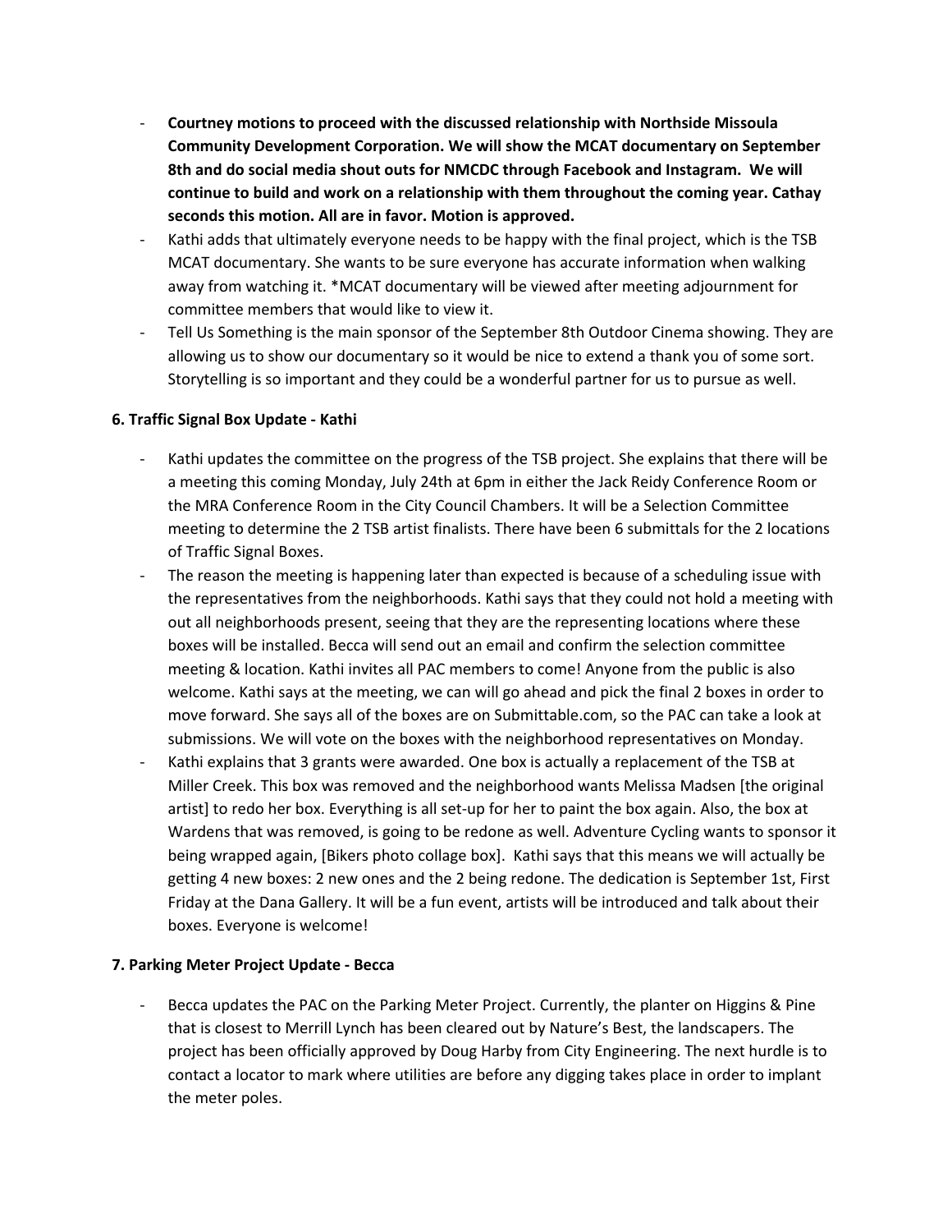- **Courtney motions to proceed with the discussed relationship with Northside Missoula Community Development Corporation. We will show the MCAT documentary on September 8th and do social media shout outs for NMCDC through Facebook and Instagram. We will continue to build and work on a relationship with them throughout the coming year. Cathay seconds this motion. All are in favor. Motion is approved.**
- Kathi adds that ultimately everyone needs to be happy with the final project, which is the TSB MCAT documentary. She wants to be sure everyone has accurate information when walking away from watching it. *MCAT documentary will be viewed after meeting adjournment for committee members that would like to view it.
- Tell Us Something is the main sponsor of the September 8th Outdoor Cinema showing. They are allowing us to show our documentary so it would be nice to extend a thank you of some sort. Storytelling is so important and they could be a wonderful partner for us to pursue as well.

**6. Traffic Signal Box Update - Kathi**

- Kathi updates the committee on the progress of the TSB project. She explains that there will be a meeting this coming Monday, July 24th at 6pm in either the Jack Reidy Conference Room or the MRA Conference Room in the City Council Chambers. It will be a Selection Committee meeting to determine the 2 TSB artist finalists. There have been 6 submittals for the 2 locations of Traffic Signal Boxes.
- The reason the meeting is happening later than expected is because of a scheduling issue with the representatives from the neighborhoods. Kathi says that they could not hold a meeting with out all neighborhoods present, seeing that they are the representing locations where these boxes will be installed. Becca will send out an email and confirm the selection committee meeting & location. Kathi invites all PAC members to come! Anyone from the public is also welcome. Kathi says at the meeting, we can will go ahead and pick the final 2 boxes in order to move forward. She says all of the boxes are on Submittable.com, so the PAC can take a look at submissions. We will vote on the boxes with the neighborhood representatives on Monday.
- Kathi explains that 3 grants were awarded. One box is actually a replacement of the TSB at Miller Creek. This box was removed and the neighborhood wants Melissa Madsen [the original artist] to redo her box. Everything is all set-up for her to paint the box again. Also, the box at Wardens that was removed, is going to be redone as well. Adventure Cycling wants to sponsor it being wrapped again, [Bikers photo collage box]. Kathi says that this means we will actually be getting 4 new boxes: 2 new ones and the 2 being redone. The dedication is September 1st, First Friday at the Dana Gallery. It will be a fun event, artists will be introduced and talk about their boxes. Everyone is welcome!

**7. Parking Meter Project Update - Becca**

- Becca updates the PAC on the Parking Meter Project. Currently, the planter on Higgins & Pine that is closest to Merrill Lynch has been cleared out by Nature's Best, the landscapers. The project has been officially approved by Doug Harby from City Engineering. The next hurdle is to contact a locator to mark where utilities are before any digging takes place in order to implant the meter poles.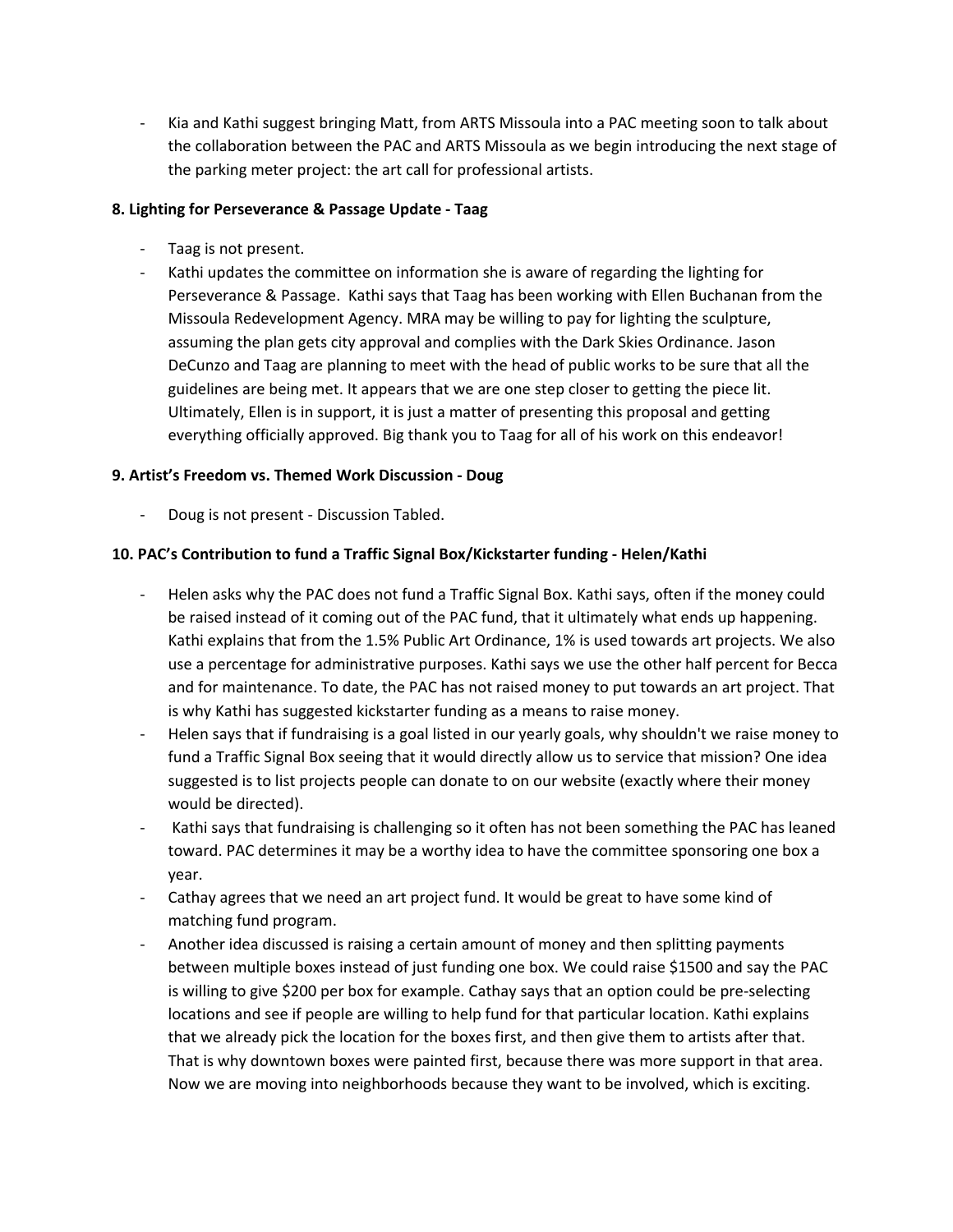- Kia and Kathi suggest bringing Matt, from ARTS Missoula into a PAC meeting soon to talk about the collaboration between the PAC and ARTS Missoula as we begin introducing the next stage of the parking meter project: the art call for professional artists.

**8. Lighting for Perseverance & Passage Update - Taag**

- Taag is not present.
- Kathi updates the committee on information she is aware of regarding the lighting for Perseverance & Passage. Kathi says that Taag has been working with Ellen Buchanan from the Missoula Redevelopment Agency. MRA may be willing to pay for lighting the sculpture, assuming the plan gets city approval and complies with the Dark Skies Ordinance. Jason DeCunzo and Taag are planning to meet with the head of public works to be sure that all the guidelines are being met. It appears that we are one step closer to getting the piece lit. Ultimately, Ellen is in support, it is just a matter of presenting this proposal and getting everything officially approved. Big thank you to Taag for all of his work on this endeavor!

**9. Artist's Freedom vs. Themed Work Discussion - Doug**

- Doug is not present - Discussion Tabled.

**10. PAC's Contribution to fund a Traffic Signal Box/Kickstarter funding - Helen/Kathi**

- Helen asks why the PAC does not fund a Traffic Signal Box. Kathi says, often if the money could be raised instead of it coming out of the PAC fund, that it ultimately what ends up happening. Kathi explains that from the 1.5% Public Art Ordinance, 1% is used towards art projects. We also use a percentage for administrative purposes. Kathi says we use the other half percent for Becca and for maintenance. To date, the PAC has not raised money to put towards an art project. That is why Kathi has suggested kickstarter funding as a means to raise money.
- Helen says that if fundraising is a goal listed in our yearly goals, why shouldn't we raise money to fund a Traffic Signal Box seeing that it would directly allow us to service that mission? One idea suggested is to list projects people can donate to on our website (exactly where their money would be directed).
- Kathi says that fundraising is challenging so it often has not been something the PAC has leaned toward. PAC determines it may be a worthy idea to have the committee sponsoring one box a year.
- Cathay agrees that we need an art project fund. It would be great to have some kind of matching fund program.
- Another idea discussed is raising a certain amount of money and then splitting payments between multiple boxes instead of just funding one box. We could raise $1500 and say the PAC is willing to give $200 per box for example. Cathay says that an option could be pre-selecting locations and see if people are willing to help fund for that particular location. Kathi explains that we already pick the location for the boxes first, and then give them to artists after that. That is why downtown boxes were painted first, because there was more support in that area. Now we are moving into neighborhoods because they want to be involved, which is exciting.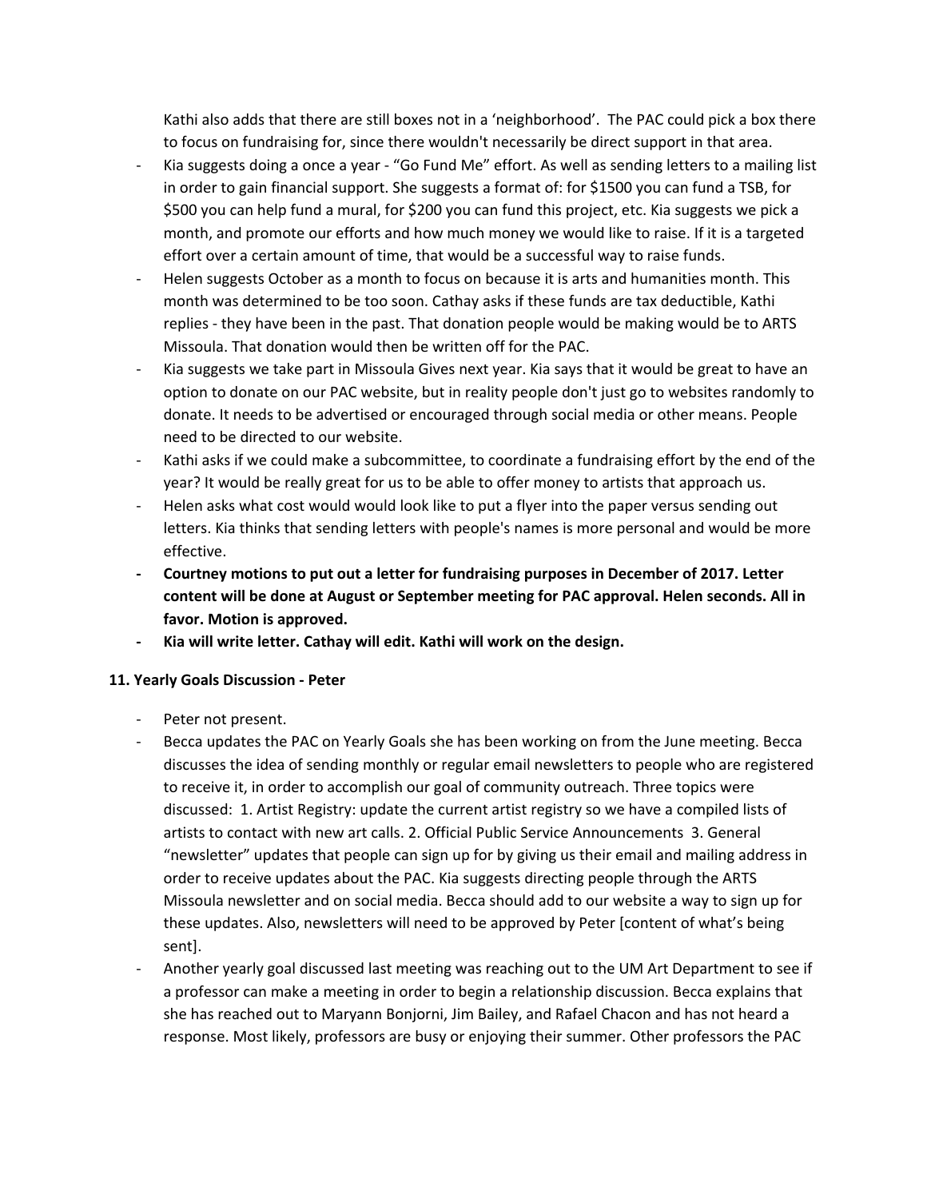Kathi also adds that there are still boxes not in a 'neighborhood'. The PAC could pick a box there to focus on fundraising for, since there wouldn't necessarily be direct support in that area.

- Kia suggests doing a once a year - "Go Fund Me" effort. As well as sending letters to a mailing list in order to gain financial support. She suggests a format of: for $1500 you can fund a TSB, for $500 you can help fund a mural, for $200 you can fund this project, etc. Kia suggests we pick a month, and promote our efforts and how much money we would like to raise. If it is a targeted effort over a certain amount of time, that would be a successful way to raise funds.
- Helen suggests October as a month to focus on because it is arts and humanities month. This month was determined to be too soon. Cathay asks if these funds are tax deductible, Kathi replies - they have been in the past. That donation people would be making would be to ARTS Missoula. That donation would then be written off for the PAC.
- Kia suggests we take part in Missoula Gives next year. Kia says that it would be great to have an option to donate on our PAC website, but in reality people don't just go to websites randomly to donate. It needs to be advertised or encouraged through social media or other means. People need to be directed to our website.
- Kathi asks if we could make a subcommittee, to coordinate a fundraising effort by the end of the year? It would be really great for us to be able to offer money to artists that approach us.
- Helen asks what cost would would look like to put a flyer into the paper versus sending out letters. Kia thinks that sending letters with people's names is more personal and would be more effective.
- **Courtney motions to put out a letter for fundraising purposes in December of 2017. Letter content will be done at August or September meeting for PAC approval. Helen seconds. All in favor. Motion is approved.**
- **Kia will write letter. Cathay will edit. Kathi will work on the design.**

**11. Yearly Goals Discussion - Peter**

- Peter not present.
- Becca updates the PAC on Yearly Goals she has been working on from the June meeting. Becca discusses the idea of sending monthly or regular email newsletters to people who are registered to receive it, in order to accomplish our goal of community outreach. Three topics were discussed: 1. Artist Registry: update the current artist registry so we have a compiled lists of artists to contact with new art calls. 2. Official Public Service Announcements 3. General "newsletter" updates that people can sign up for by giving us their email and mailing address in order to receive updates about the PAC. Kia suggests directing people through the ARTS Missoula newsletter and on social media. Becca should add to our website a way to sign up for these updates. Also, newsletters will need to be approved by Peter [content of what's being sent].
- Another yearly goal discussed last meeting was reaching out to the UM Art Department to see if a professor can make a meeting in order to begin a relationship discussion. Becca explains that she has reached out to Maryann Bonjorni, Jim Bailey, and Rafael Chacon and has not heard a response. Most likely, professors are busy or enjoying their summer. Other professors the PAC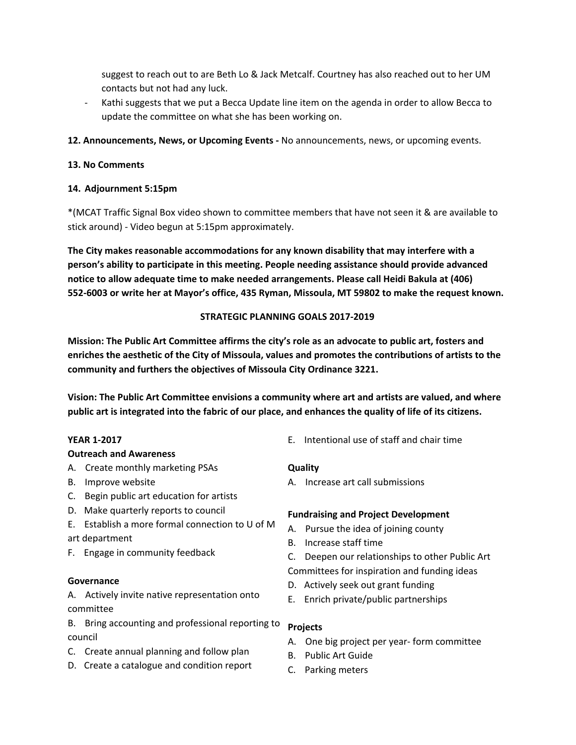suggest to reach out to are Beth Lo & Jack Metcalf. Courtney has also reached out to her UM contacts but not had any luck.

- Kathi suggests that we put a Becca Update line item on the agenda in order to allow Becca to update the committee on what she has been working on.

**12. Announcements, News, or Upcoming Events -** No announcements, news, or upcoming events.

**13. No Comments**

**14. Adjournment 5:15pm**

*(MCAT Traffic Signal Box video shown to committee members that have not seen it & are available to stick around) - Video begun at 5:15pm approximately.

**The City makes reasonable accommodations for any known disability that may interfere with a person's ability to participate in this meeting. People needing assistance should provide advanced notice to allow adequate time to make needed arrangements. Please call Heidi Bakula at (406) 552-6003 or write her at Mayor's office, 435 Ryman, Missoula, MT 59802 to make the request known.**

## STRATEGIC PLANNING GOALS 2017-2019

**Mission: The Public Art Committee affirms the city's role as an advocate to public art, fosters and enriches the aesthetic of the City of Missoula, values and promotes the contributions of artists to the community and furthers the objectives of Missoula City Ordinance 3221.**

**Vision: The Public Art Committee envisions a community where art and artists are valued, and where public art is integrated into the fabric of our place, and enhances the quality of life of its citizens.**

### YEAR 1-2017

**Outreach and Awareness**

A. Create monthly marketing PSAs
B. Improve website
C. Begin public art education for artists
D. Make quarterly reports to council
E. Establish a more formal connection to U of M art department
F. Engage in community feedback

**Governance**

A. Actively invite native representation onto committee
B. Bring accounting and professional reporting to council
C. Create annual planning and follow plan
D. Create a catalogue and condition report
E. Intentional use of staff and chair time

**Quality**

A. Increase art call submissions

**Fundraising and Project Development**

A. Pursue the idea of joining county
B. Increase staff time
C. Deepen our relationships to other Public Art Committees for inspiration and funding ideas
D. Actively seek out grant funding
E. Enrich private/public partnerships

**Projects**

A. One big project per year- form committee
B. Public Art Guide
C. Parking meters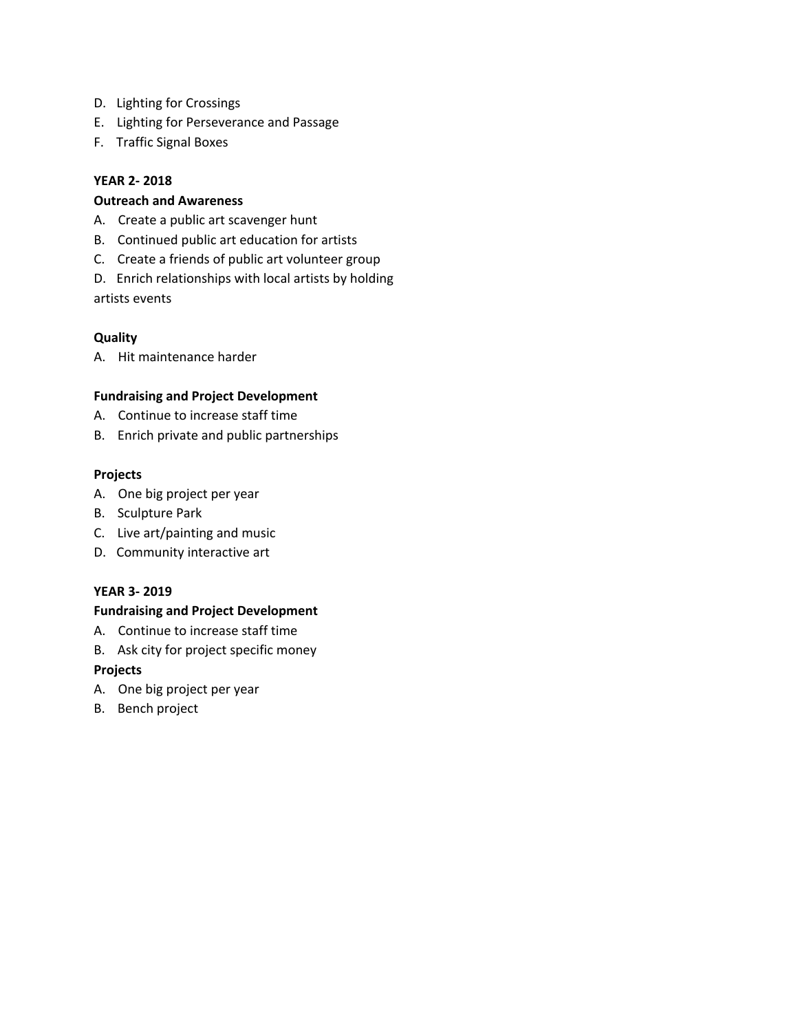D. Lighting for Crossings
E. Lighting for Perseverance and Passage
F. Traffic Signal Boxes

**YEAR 2- 2018**

**Outreach and Awareness**

A. Create a public art scavenger hunt
B. Continued public art education for artists
C. Create a friends of public art volunteer group
D. Enrich relationships with local artists by holding artists events

**Quality**

A. Hit maintenance harder

**Fundraising and Project Development**

A. Continue to increase staff time
B. Enrich private and public partnerships

**Projects**

A. One big project per year
B. Sculpture Park
C. Live art/painting and music
D. Community interactive art

**YEAR 3- 2019**

**Fundraising and Project Development**

A. Continue to increase staff time
B. Ask city for project specific money

**Projects**

A. One big project per year
B. Bench project